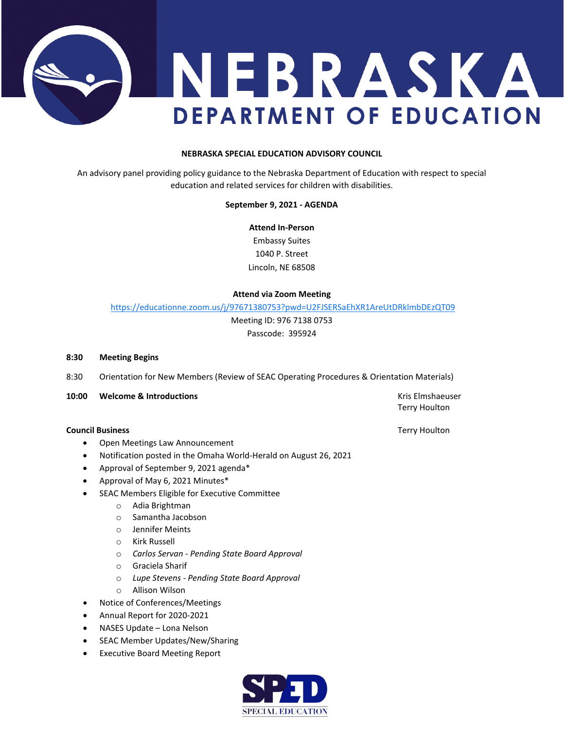# NEBRASKA DEPARTMENT OF EDUCATION

**NEBRASKA SPECIAL EDUCATION ADVISORY COUNCIL**

An advisory panel providing policy guidance to the Nebraska Department of Education with respect to special education and related services for children with disabilities.

**September 9, 2021 - AGENDA**

**Attend In-Person**
Embassy Suites
1040 P. Street
Lincoln, NE 68508

**Attend via Zoom Meeting**
https://educationne.zoom.us/j/97671380753?pwd=U2FJSERSaEhXR1AreUtDRklmbDEzQT09
Meeting ID: 976 7138 0753
Passcode: 395924

**8:30 Meeting Begins**

8:30 Orientation for New Members (Review of SEAC Operating Procedures & Orientation Materials)

**10:00 Welcome & Introductions** — Kris Elmshaeuser, Terry Houlton

**Council Business** — Terry Houlton

- Open Meetings Law Announcement
- Notification posted in the Omaha World-Herald on August 26, 2021
- Approval of September 9, 2021 agenda*
- Approval of May 6, 2021 Minutes*
- SEAC Members Eligible for Executive Committee
  - Adia Brightman
  - Samantha Jacobson
  - Jennifer Meints
  - Kirk Russell
  - *Carlos Servan - Pending State Board Approval*
  - Graciela Sharif
  - *Lupe Stevens - Pending State Board Approval*
  - Allison Wilson
- Notice of Conferences/Meetings
- Annual Report for 2020-2021
- NASES Update – Lona Nelson
- SEAC Member Updates/New/Sharing
- Executive Board Meeting Report

SPED SPECIAL EDUCATION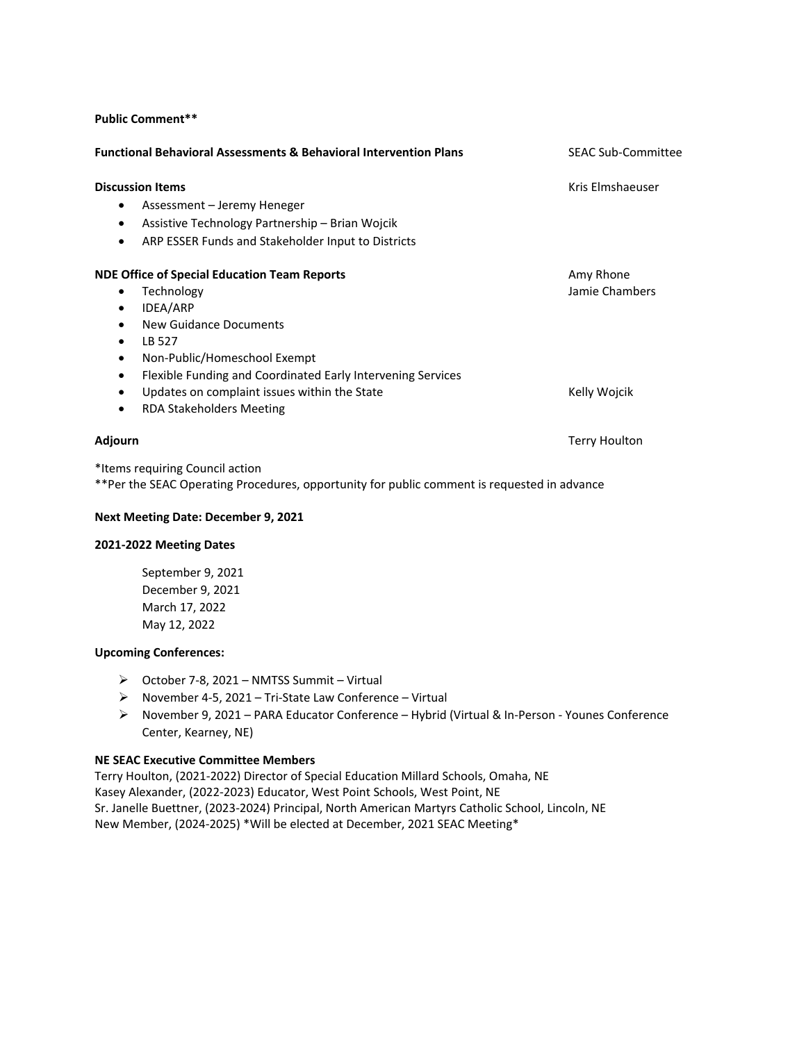**Public Comment****

**Functional Behavioral Assessments & Behavioral Intervention Plans** — SEAC Sub-Committee

**Discussion Items** — Kris Elmshaeuser

- Assessment – Jeremy Heneger
- Assistive Technology Partnership – Brian Wojcik
- ARP ESSER Funds and Stakeholder Input to Districts

**NDE Office of Special Education Team Reports** — Amy Rhone, Jamie Chambers

- Technology
- IDEA/ARP
- New Guidance Documents
- LB 527
- Non-Public/Homeschool Exempt
- Flexible Funding and Coordinated Early Intervening Services
- Updates on complaint issues within the State — Kelly Wojcik
- RDA Stakeholders Meeting

**Adjourn** — Terry Houlton

*Items requiring Council action
**Per the SEAC Operating Procedures, opportunity for public comment is requested in advance

**Next Meeting Date: December 9, 2021**

**2021-2022 Meeting Dates**

September 9, 2021
December 9, 2021
March 17, 2022
May 12, 2022

**Upcoming Conferences:**

- October 7-8, 2021 – NMTSS Summit – Virtual
- November 4-5, 2021 – Tri-State Law Conference – Virtual
- November 9, 2021 – PARA Educator Conference – Hybrid (Virtual & In-Person - Younes Conference Center, Kearney, NE)

**NE SEAC Executive Committee Members**

Terry Houlton, (2021-2022) Director of Special Education Millard Schools, Omaha, NE
Kasey Alexander, (2022-2023) Educator, West Point Schools, West Point, NE
Sr. Janelle Buettner, (2023-2024) Principal, North American Martyrs Catholic School, Lincoln, NE
New Member, (2024-2025) *Will be elected at December, 2021 SEAC Meeting*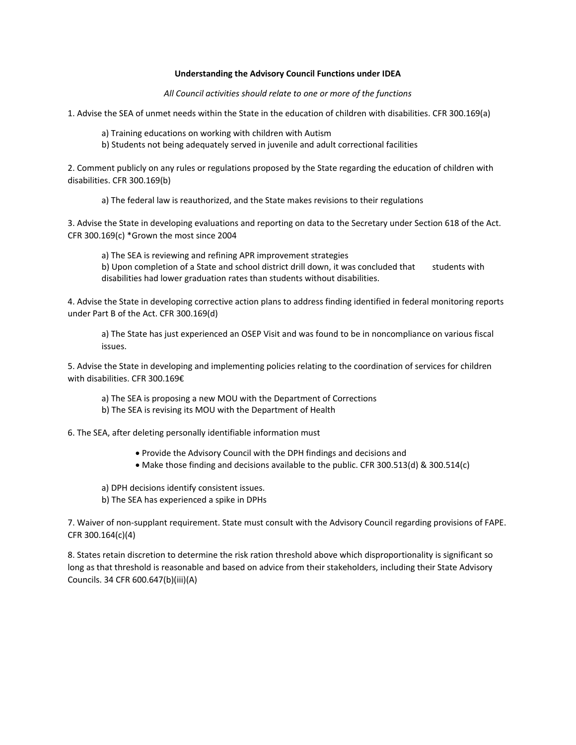**Understanding the Advisory Council Functions under IDEA**

*All Council activities should relate to one or more of the functions*

1. Advise the SEA of unmet needs within the State in the education of children with disabilities. CFR 300.169(a)

   a) Training educations on working with children with Autism
   b) Students not being adequately served in juvenile and adult correctional facilities

2. Comment publicly on any rules or regulations proposed by the State regarding the education of children with disabilities. CFR 300.169(b)

   a) The federal law is reauthorized, and the State makes revisions to their regulations

3. Advise the State in developing evaluations and reporting on data to the Secretary under Section 618 of the Act. CFR 300.169(c) *Grown the most since 2004

   a) The SEA is reviewing and refining APR improvement strategies
   b) Upon completion of a State and school district drill down, it was concluded that students with disabilities had lower graduation rates than students without disabilities.

4. Advise the State in developing corrective action plans to address finding identified in federal monitoring reports under Part B of the Act. CFR 300.169(d)

   a) The State has just experienced an OSEP Visit and was found to be in noncompliance on various fiscal issues.

5. Advise the State in developing and implementing policies relating to the coordination of services for children with disabilities. CFR 300.169€

   a) The SEA is proposing a new MOU with the Department of Corrections
   b) The SEA is revising its MOU with the Department of Health

6. The SEA, after deleting personally identifiable information must

   - Provide the Advisory Council with the DPH findings and decisions and
   - Make those finding and decisions available to the public. CFR 300.513(d) & 300.514(c)

   a) DPH decisions identify consistent issues.
   b) The SEA has experienced a spike in DPHs

7. Waiver of non-supplant requirement. State must consult with the Advisory Council regarding provisions of FAPE. CFR 300.164(c)(4)

8. States retain discretion to determine the risk ration threshold above which disproportionality is significant so long as that threshold is reasonable and based on advice from their stakeholders, including their State Advisory Councils. 34 CFR 600.647(b)(iii)(A)